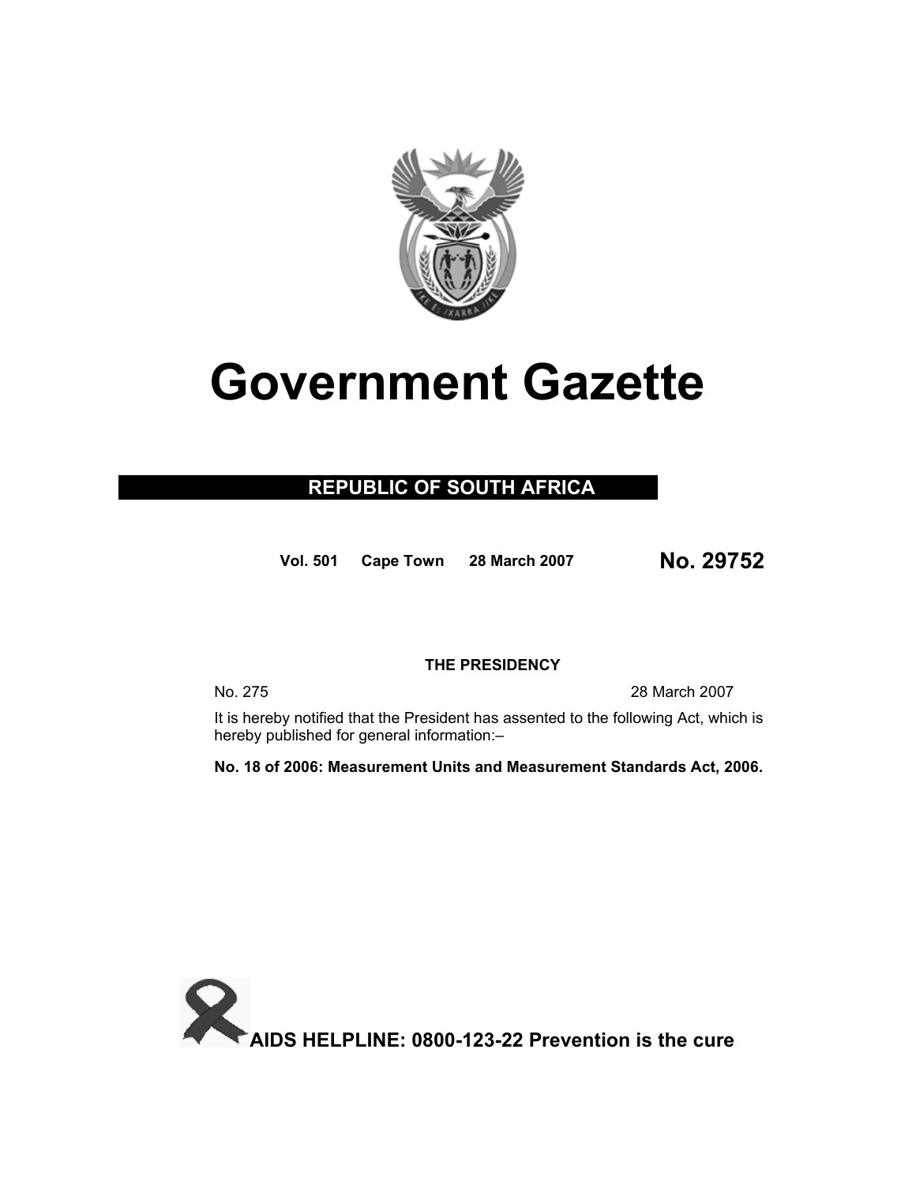# Government Gazette

## REPUBLIC OF SOUTH AFRICA

**Vol. 501 Cape Town 28 March 2007** **No. 29752**

**THE PRESIDENCY**

No. 275 28 March 2007

It is hereby notified that the President has assented to the following Act, which is hereby published for general information:–

**No. 18 of 2006: Measurement Units and Measurement Standards Act, 2006.**

**AIDS HELPLINE: 0800-123-22 Prevention is the cure**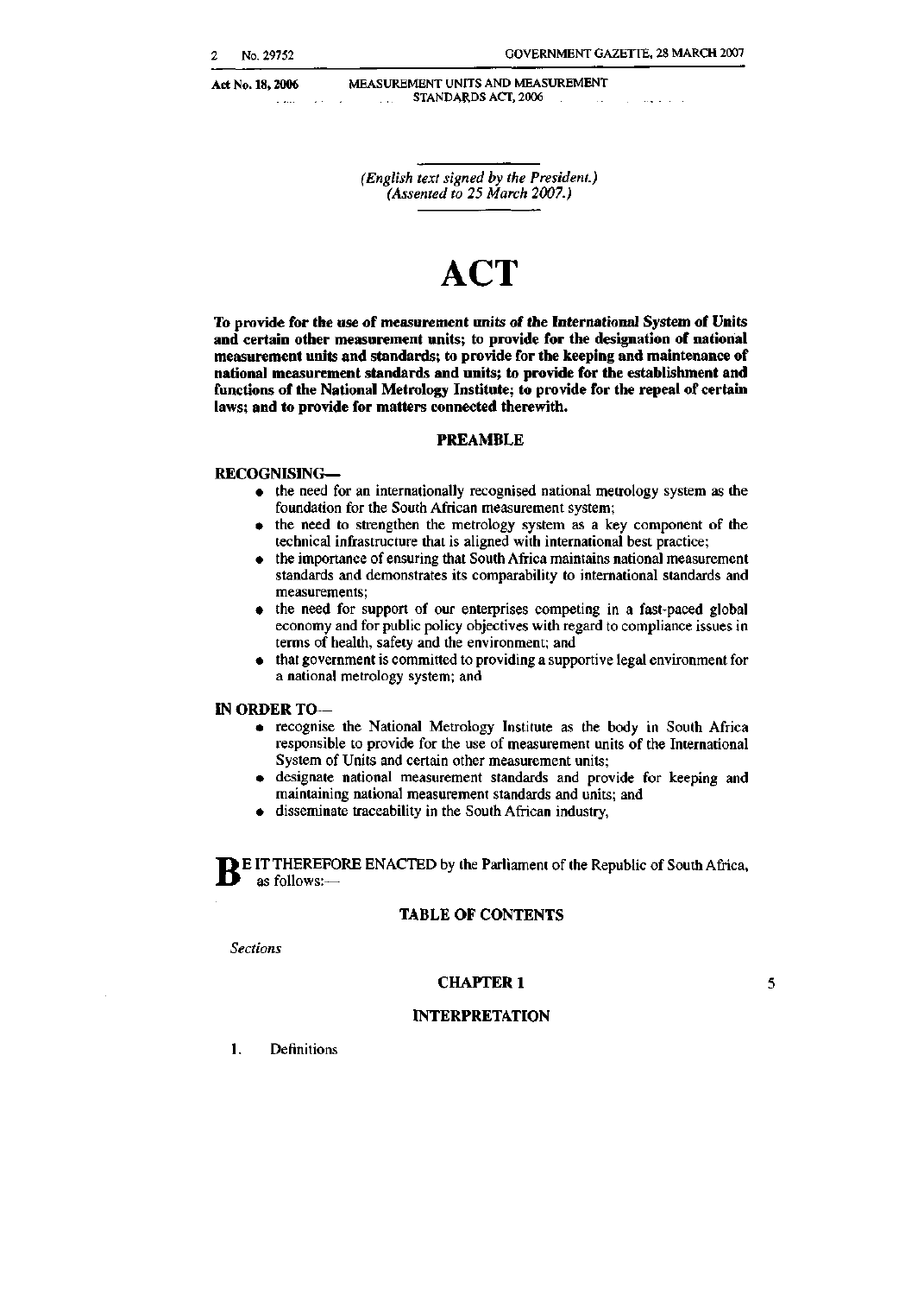*(English text signed by the President.)*
*(Assented to 25 March 2007.)*

# ACT

**To provide for the use of measurement units of the International System of Units and certain other measurement units; to provide for the designation of national measurement units and standards; to provide for the keeping and maintenance of national measurement standards and units; to provide for the establishment and functions of the National Metrology Institute; to provide for the repeal of certain laws; and to provide for matters connected therewith.**

## PREAMBLE

**RECOGNISING—**

- the need for an internationally recognised national metrology system as the foundation for the South African measurement system;
- the need to strengthen the metrology system as a key component of the technical infrastructure that is aligned with international best practice;
- the importance of ensuring that South Africa maintains national measurement standards and demonstrates its comparability to international standards and measurements;
- the need for support of our enterprises competing in a fast-paced global economy and for public policy objectives with regard to compliance issues in terms of health, safety and the environment; and
- that government is committed to providing a supportive legal environment for a national metrology system; and

**IN ORDER TO—**

- recognise the National Metrology Institute as the body in South Africa responsible to provide for the use of measurement units of the International System of Units and certain other measurement units;
- designate national measurement standards and provide for keeping and maintaining national measurement standards and units; and
- disseminate traceability in the South African industry,

BE IT THEREFORE ENACTED by the Parliament of the Republic of South Africa, as follows:—

## TABLE OF CONTENTS

*Sections*

### CHAPTER 1

### INTERPRETATION

1. Definitions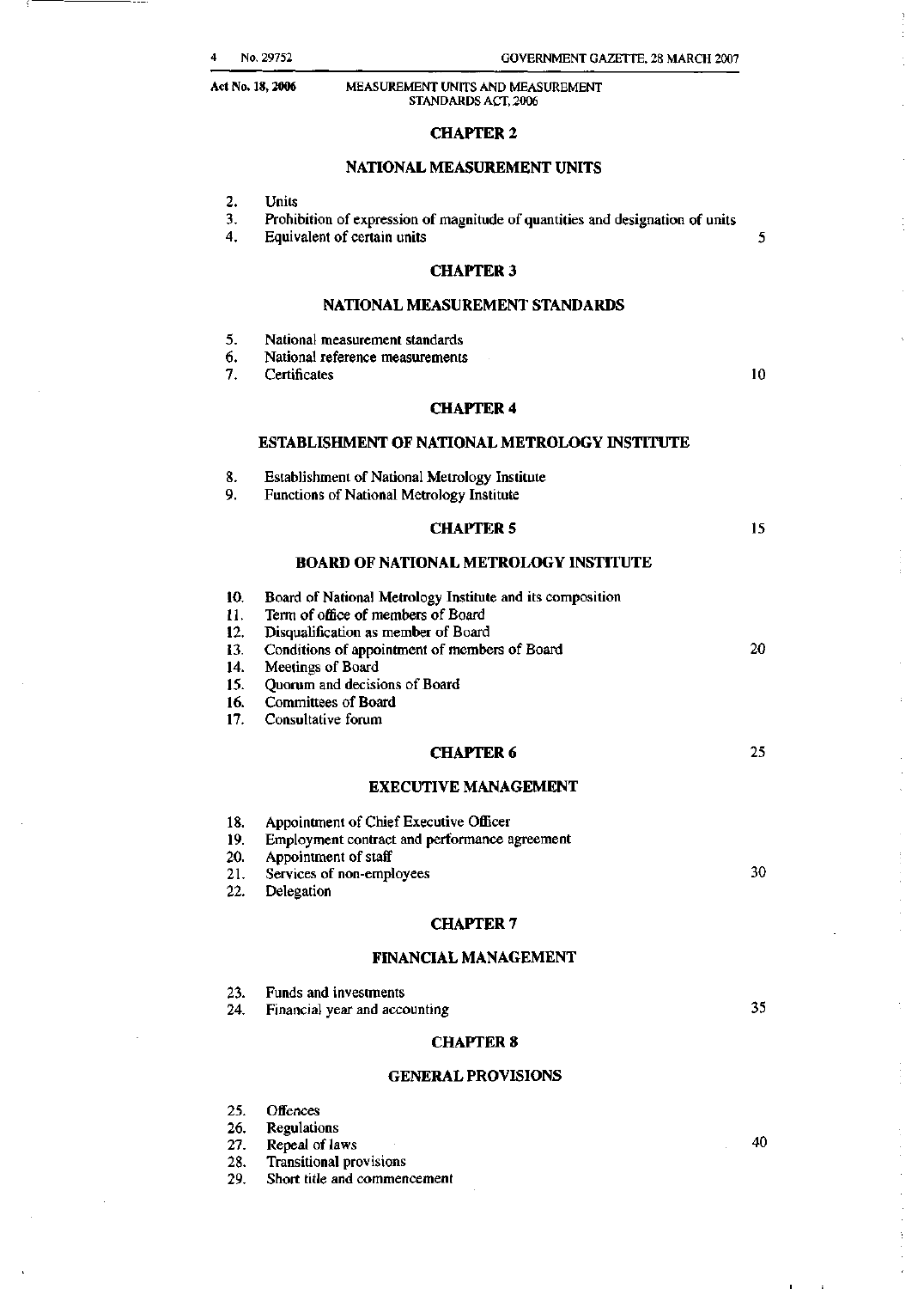## CHAPTER 2

## NATIONAL MEASUREMENT UNITS

2. Units
3. Prohibition of expression of magnitude of quantities and designation of units
4. Equivalent of certain units

## CHAPTER 3

## NATIONAL MEASUREMENT STANDARDS

5. National measurement standards
6. National reference measurements
7. Certificates

## CHAPTER 4

## ESTABLISHMENT OF NATIONAL METROLOGY INSTITUTE

8. Establishment of National Metrology Institute
9. Functions of National Metrology Institute

## CHAPTER 5

## BOARD OF NATIONAL METROLOGY INSTITUTE

10. Board of National Metrology Institute and its composition
11. Term of office of members of Board
12. Disqualification as member of Board
13. Conditions of appointment of members of Board
14. Meetings of Board
15. Quorum and decisions of Board
16. Committees of Board
17. Consultative forum

## CHAPTER 6

## EXECUTIVE MANAGEMENT

18. Appointment of Chief Executive Officer
19. Employment contract and performance agreement
20. Appointment of staff
21. Services of non-employees
22. Delegation

## CHAPTER 7

## FINANCIAL MANAGEMENT

23. Funds and investments
24. Financial year and accounting

## CHAPTER 8

## GENERAL PROVISIONS

25. Offences
26. Regulations
27. Repeal of laws
28. Transitional provisions
29. Short title and commencement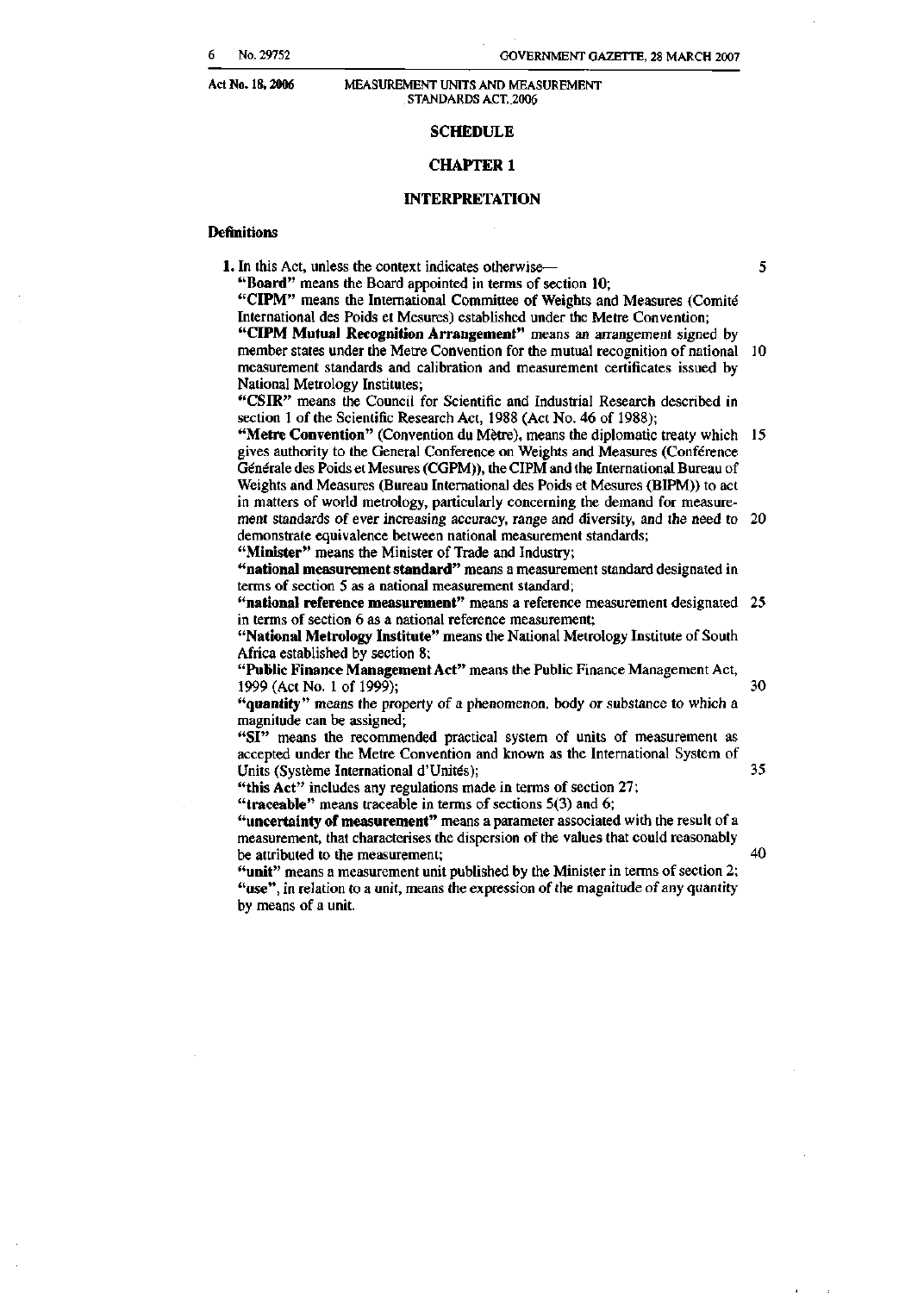## SCHEDULE

## CHAPTER 1

## INTERPRETATION

### Definitions

**1.** In this Act, unless the context indicates otherwise—

"**Board**" means the Board appointed in terms of section 10;

"**CIPM**" means the International Committee of Weights and Measures (Comité International des Poids et Mesures) established under the Metre Convention;

"**CIPM Mutual Recognition Arrangement**" means an arrangement signed by member states under the Metre Convention for the mutual recognition of national measurement standards and calibration and measurement certificates issued by National Metrology Institutes;

"**CSIR**" means the Council for Scientific and Industrial Research described in section 1 of the Scientific Research Act, 1988 (Act No. 46 of 1988);

"**Metre Convention**" (Convention du Mètre), means the diplomatic treaty which gives authority to the General Conference on Weights and Measures (Conférence Générale des Poids et Mesures (CGPM)), the CIPM and the International Bureau of Weights and Measures (Bureau International des Poids et Mesures (BIPM)) to act in matters of world metrology, particularly concerning the demand for measurement standards of ever increasing accuracy, range and diversity, and the need to demonstrate equivalence between national measurement standards;

"**Minister**" means the Minister of Trade and Industry;

"**national measurement standard**" means a measurement standard designated in terms of section 5 as a national measurement standard;

"**national reference measurement**" means a reference measurement designated in terms of section 6 as a national reference measurement;

"**National Metrology Institute**" means the National Metrology Institute of South Africa established by section 8;

"**Public Finance Management Act**" means the Public Finance Management Act, 1999 (Act No. 1 of 1999);

"**quantity**" means the property of a phenomenon, body or substance to which a magnitude can be assigned;

"**SI**" means the recommended practical system of units of measurement as accepted under the Metre Convention and known as the International System of Units (Système International d'Unités);

"**this Act**" includes any regulations made in terms of section 27;

"**traceable**" means traceable in terms of sections 5(3) and 6;

"**uncertainty of measurement**" means a parameter associated with the result of a measurement, that characterises the dispersion of the values that could reasonably be attributed to the measurement;

"**unit**" means a measurement unit published by the Minister in terms of section 2;

"**use**", in relation to a unit, means the expression of the magnitude of any quantity by means of a unit.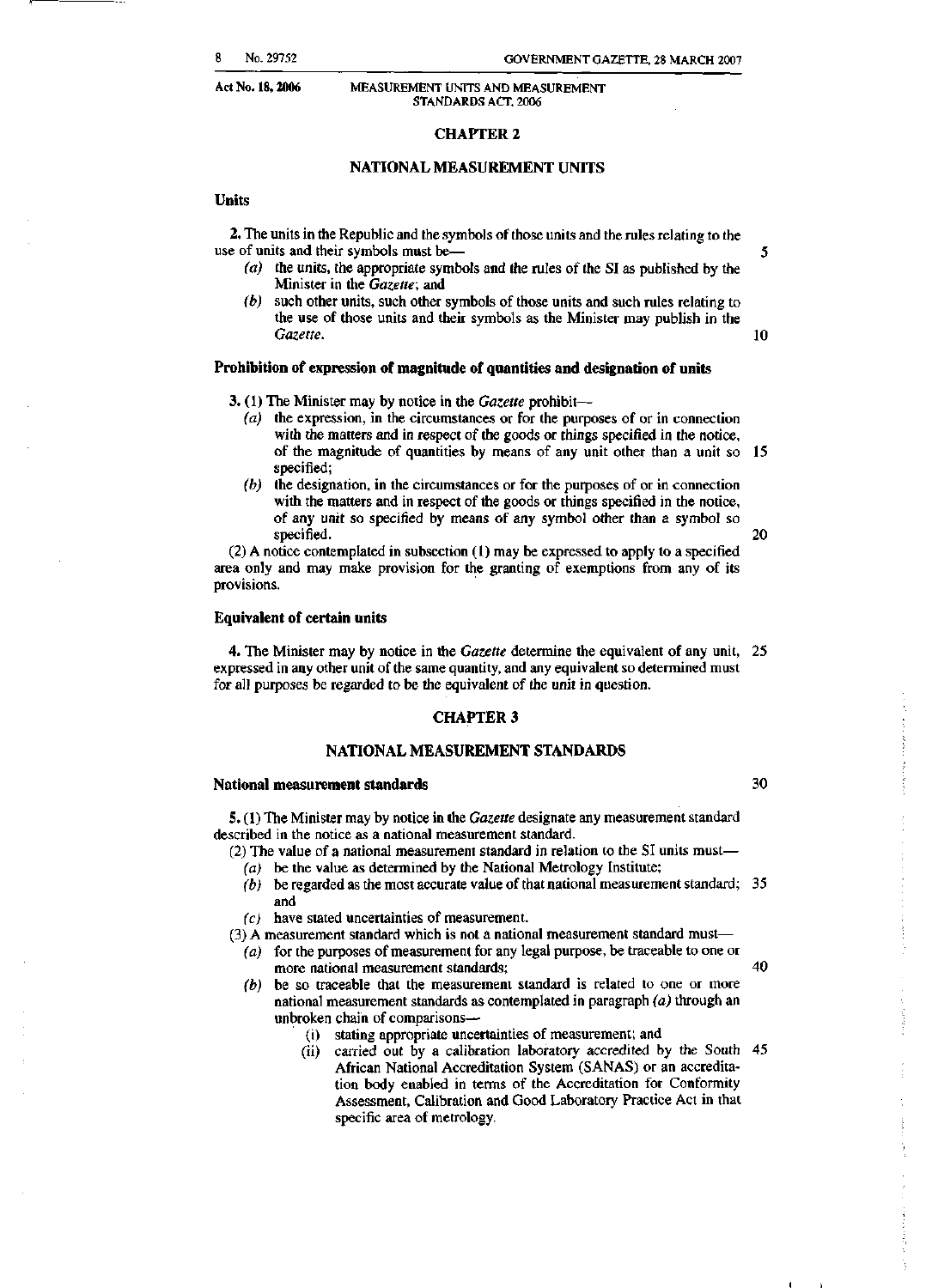## CHAPTER 2

## NATIONAL MEASUREMENT UNITS

### Units

**2.** The units in the Republic and the symbols of those units and the rules relating to the use of units and their symbols must be—

- *(a)* the units, the appropriate symbols and the rules of the SI as published by the Minister in the *Gazette*; and
- *(b)* such other units, such other symbols of those units and such rules relating to the use of those units and their symbols as the Minister may publish in the *Gazette*.

### Prohibition of expression of magnitude of quantities and designation of units

**3.** (1) The Minister may by notice in the *Gazette* prohibit—

- *(a)* the expression, in the circumstances or for the purposes of or in connection with the matters and in respect of the goods or things specified in the notice, of the magnitude of quantities by means of any unit other than a unit so specified;
- *(b)* the designation, in the circumstances or for the purposes of or in connection with the matters and in respect of the goods or things specified in the notice, of any unit so specified by means of any symbol other than a symbol so specified.

(2) A notice contemplated in subsection (1) may be expressed to apply to a specified area only and may make provision for the granting of exemptions from any of its provisions.

### Equivalent of certain units

**4.** The Minister may by notice in the *Gazette* determine the equivalent of any unit, expressed in any other unit of the same quantity, and any equivalent so determined must for all purposes be regarded to be the equivalent of the unit in question.

## CHAPTER 3

## NATIONAL MEASUREMENT STANDARDS

### National measurement standards

**5.** (1) The Minister may by notice in the *Gazette* designate any measurement standard described in the notice as a national measurement standard.

(2) The value of a national measurement standard in relation to the SI units must—

- *(a)* be the value as determined by the National Metrology Institute;
- *(b)* be regarded as the most accurate value of that national measurement standard; and
- *(c)* have stated uncertainties of measurement.

(3) A measurement standard which is not a national measurement standard must—

- *(a)* for the purposes of measurement for any legal purpose, be traceable to one or more national measurement standards;
- *(b)* be so traceable that the measurement standard is related to one or more national measurement standards as contemplated in paragraph *(a)* through an unbroken chain of comparisons—
  - (i) stating appropriate uncertainties of measurement; and
  - (ii) carried out by a calibration laboratory accredited by the South African National Accreditation System (SANAS) or an accreditation body enabled in terms of the Accreditation for Conformity Assessment, Calibration and Good Laboratory Practice Act in that specific area of metrology.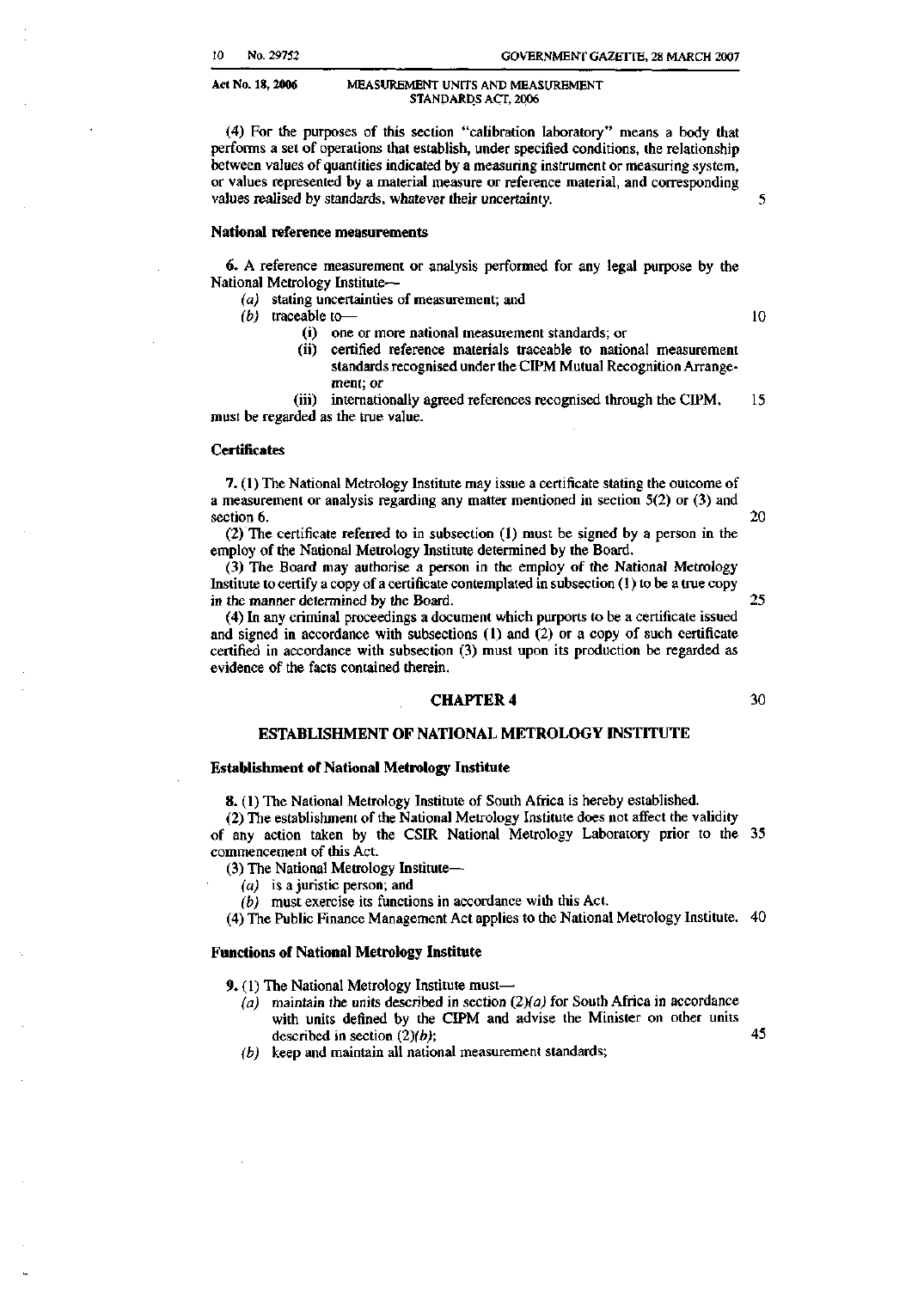(4) For the purposes of this section "calibration laboratory" means a body that performs a set of operations that establish, under specified conditions, the relationship between values of quantities indicated by a measuring instrument or measuring system, or values represented by a material measure or reference material, and corresponding values realised by standards, whatever their uncertainty.

**National reference measurements**

**6.** A reference measurement or analysis performed for any legal purpose by the National Metrology Institute—

*(a)* stating uncertainties of measurement; and

*(b)* traceable to—

(i) one or more national measurement standards; or

(ii) certified reference materials traceable to national measurement standards recognised under the CIPM Mutual Recognition Arrangement; or

(iii) internationally agreed references recognised through the CIPM,

must be regarded as the true value.

**Certificates**

**7.** (1) The National Metrology Institute may issue a certificate stating the outcome of a measurement or analysis regarding any matter mentioned in section 5(2) or (3) and section 6.

(2) The certificate referred to in subsection (1) must be signed by a person in the employ of the National Metrology Institute determined by the Board.

(3) The Board may authorise a person in the employ of the National Metrology Institute to certify a copy of a certificate contemplated in subsection (1) to be a true copy in the manner determined by the Board.

(4) In any criminal proceedings a document which purports to be a certificate issued and signed in accordance with subsections (1) and (2) or a copy of such certificate certified in accordance with subsection (3) must upon its production be regarded as evidence of the facts contained therein.

## CHAPTER 4

## ESTABLISHMENT OF NATIONAL METROLOGY INSTITUTE

**Establishment of National Metrology Institute**

**8.** (1) The National Metrology Institute of South Africa is hereby established.

(2) The establishment of the National Metrology Institute does not affect the validity of any action taken by the CSIR National Metrology Laboratory prior to the commencement of this Act.

(3) The National Metrology Institute—

*(a)* is a juristic person; and

*(b)* must exercise its functions in accordance with this Act.

(4) The Public Finance Management Act applies to the National Metrology Institute.

**Functions of National Metrology Institute**

**9.** (1) The National Metrology Institute must—

*(a)* maintain the units described in section (2)*(a)* for South Africa in accordance with units defined by the CIPM and advise the Minister on other units described in section (2)*(b)*;

*(b)* keep and maintain all national measurement standards;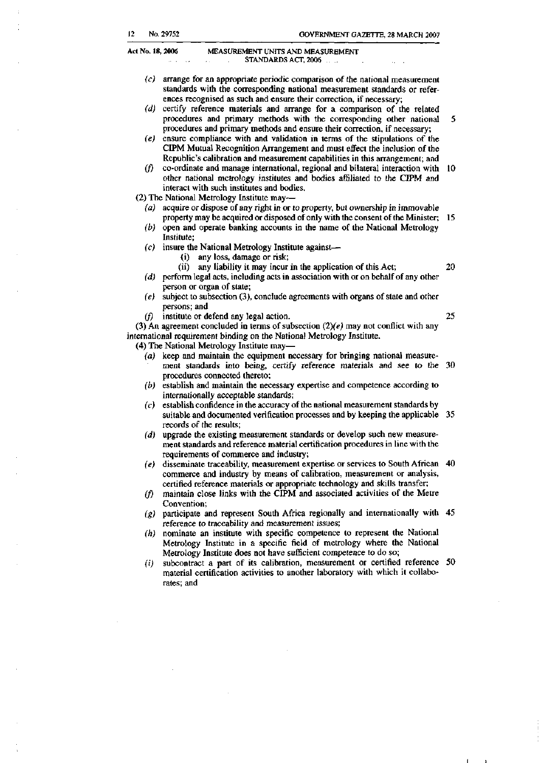(c) arrange for an appropriate periodic comparison of the national measurement standards with the corresponding national measurement standards or references recognised as such and ensure their correction, if necessary;

(d) certify reference materials and arrange for a comparison of the related procedures and primary methods with the corresponding other national procedures and primary methods and ensure their correction, if necessary;

(e) ensure compliance with and validation in terms of the stipulations of the CIPM Mutual Recognition Arrangement and must effect the inclusion of the Republic's calibration and measurement capabilities in this arrangement; and

(f) co-ordinate and manage international, regional and bilateral interaction with other national metrology institutes and bodies affiliated to the CIPM and interact with such institutes and bodies.

(2) The National Metrology Institute may—

(a) acquire or dispose of any right in or to property, but ownership in immovable property may be acquired or disposed of only with the consent of the Minister;

(b) open and operate banking accounts in the name of the National Metrology Institute;

(c) insure the National Metrology Institute against—

(i) any loss, damage or risk;

(ii) any liability it may incur in the application of this Act;

(d) perform legal acts, including acts in association with or on behalf of any other person or organ of state;

(e) subject to subsection (3), conclude agreements with organs of state and other persons; and

(f) institute or defend any legal action.

(3) An agreement concluded in terms of subsection (2)(e) may not conflict with any international requirement binding on the National Metrology Institute.

(4) The National Metrology Institute may—

(a) keep and maintain the equipment necessary for bringing national measurement standards into being, certify reference materials and see to the procedures connected thereto;

(b) establish and maintain the necessary expertise and competence according to internationally acceptable standards;

(c) establish confidence in the accuracy of the national measurement standards by suitable and documented verification processes and by keeping the applicable records of the results;

(d) upgrade the existing measurement standards or develop such new measurement standards and reference material certification procedures in line with the requirements of commerce and industry;

(e) disseminate traceability, measurement expertise or services to South African commerce and industry by means of calibration, measurement or analysis, certified reference materials or appropriate technology and skills transfer;

(f) maintain close links with the CIPM and associated activities of the Metre Convention;

(g) participate and represent South Africa regionally and internationally with reference to traceability and measurement issues;

(h) nominate an institute with specific competence to represent the National Metrology Institute in a specific field of metrology where the National Metrology Institute does not have sufficient competence to do so;

(i) subcontract a part of its calibration, measurement or certified reference material certification activities to another laboratory with which it collaborates; and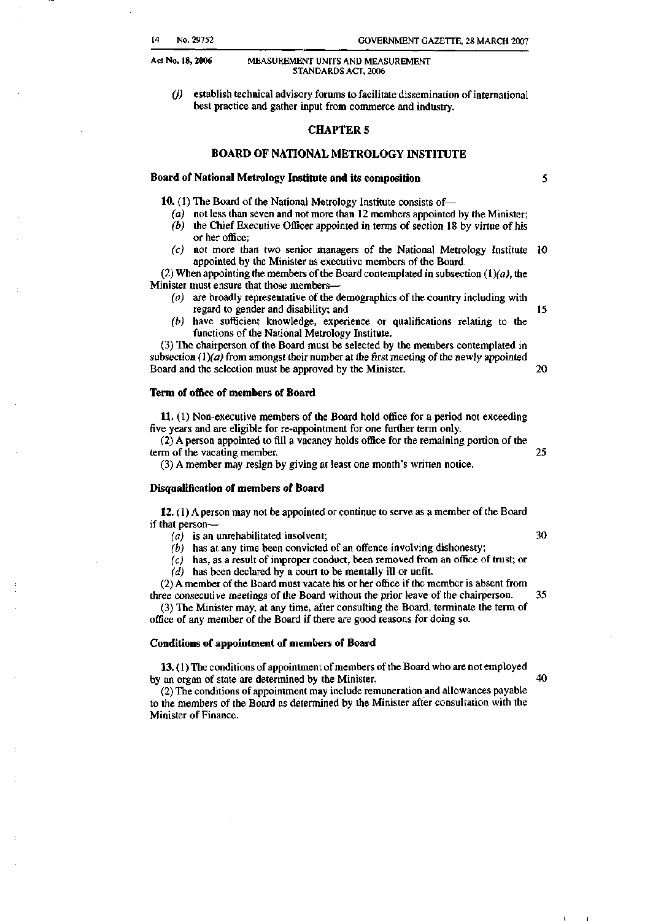(j) establish technical advisory forums to facilitate dissemination of international best practice and gather input from commerce and industry.

## CHAPTER 5

## BOARD OF NATIONAL METROLOGY INSTITUTE

### Board of National Metrology Institute and its composition

**10.** (1) The Board of the National Metrology Institute consists of—

(a) not less than seven and not more than 12 members appointed by the Minister;

(b) the Chief Executive Officer appointed in terms of section 18 by virtue of his or her office;

(c) not more than two senior managers of the National Metrology Institute appointed by the Minister as executive members of the Board.

(2) When appointing the members of the Board contemplated in subsection (1)(a), the Minister must ensure that those members—

(a) are broadly representative of the demographics of the country including with regard to gender and disability; and

(b) have sufficient knowledge, experience or qualifications relating to the functions of the National Metrology Institute.

(3) The chairperson of the Board must be selected by the members contemplated in subsection (1)(a) from amongst their number at the first meeting of the newly appointed Board and the selection must be approved by the Minister.

### Term of office of members of Board

**11.** (1) Non-executive members of the Board hold office for a period not exceeding five years and are eligible for re-appointment for one further term only.

(2) A person appointed to fill a vacancy holds office for the remaining portion of the term of the vacating member.

(3) A member may resign by giving at least one month's written notice.

### Disqualification of members of Board

**12.** (1) A person may not be appointed or continue to serve as a member of the Board if that person—

(a) is an unrehabilitated insolvent;

(b) has at any time been convicted of an offence involving dishonesty;

(c) has, as a result of improper conduct, been removed from an office of trust; or

(d) has been declared by a court to be mentally ill or unfit.

(2) A member of the Board must vacate his or her office if the member is absent from three consecutive meetings of the Board without the prior leave of the chairperson.

(3) The Minister may, at any time, after consulting the Board, terminate the term of office of any member of the Board if there are good reasons for doing so.

### Conditions of appointment of members of Board

**13.** (1) The conditions of appointment of members of the Board who are not employed by an organ of state are determined by the Minister.

(2) The conditions of appointment may include remuneration and allowances payable to the members of the Board as determined by the Minister after consultation with the Minister of Finance.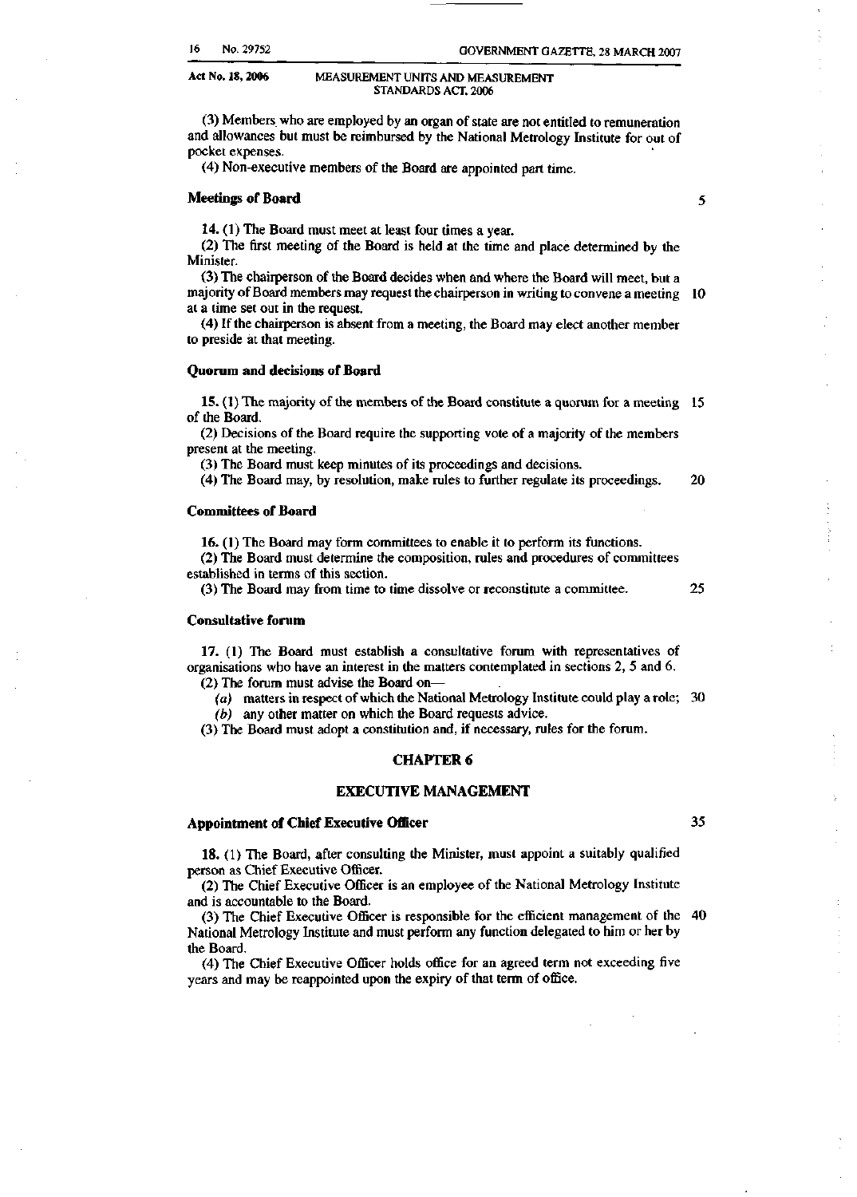(3) Members who are employed by an organ of state are not entitled to remuneration and allowances but must be reimbursed by the National Metrology Institute for out of pocket expenses.

(4) Non-executive members of the Board are appointed part time.

**Meetings of Board**

**14.** (1) The Board must meet at least four times a year.

(2) The first meeting of the Board is held at the time and place determined by the Minister.

(3) The chairperson of the Board decides when and where the Board will meet, but a majority of Board members may request the chairperson in writing to convene a meeting at a time set out in the request.

(4) If the chairperson is absent from a meeting, the Board may elect another member to preside at that meeting.

**Quorum and decisions of Board**

**15.** (1) The majority of the members of the Board constitute a quorum for a meeting of the Board.

(2) Decisions of the Board require the supporting vote of a majority of the members present at the meeting.

(3) The Board must keep minutes of its proceedings and decisions.

(4) The Board may, by resolution, make rules to further regulate its proceedings.

**Committees of Board**

**16.** (1) The Board may form committees to enable it to perform its functions.

(2) The Board must determine the composition, rules and procedures of committees established in terms of this section.

(3) The Board may from time to time dissolve or reconstitute a committee.

**Consultative forum**

**17.** (1) The Board must establish a consultative forum with representatives of organisations who have an interest in the matters contemplated in sections 2, 5 and 6.

(2) The forum must advise the Board on—

*(a)* matters in respect of which the National Metrology Institute could play a role;
*(b)* any other matter on which the Board requests advice.

(3) The Board must adopt a constitution and, if necessary, rules for the forum.

## CHAPTER 6

## EXECUTIVE MANAGEMENT

**Appointment of Chief Executive Officer**

**18.** (1) The Board, after consulting the Minister, must appoint a suitably qualified person as Chief Executive Officer.

(2) The Chief Executive Officer is an employee of the National Metrology Institute and is accountable to the Board.

(3) The Chief Executive Officer is responsible for the efficient management of the National Metrology Institute and must perform any function delegated to him or her by the Board.

(4) The Chief Executive Officer holds office for an agreed term not exceeding five years and may be reappointed upon the expiry of that term of office.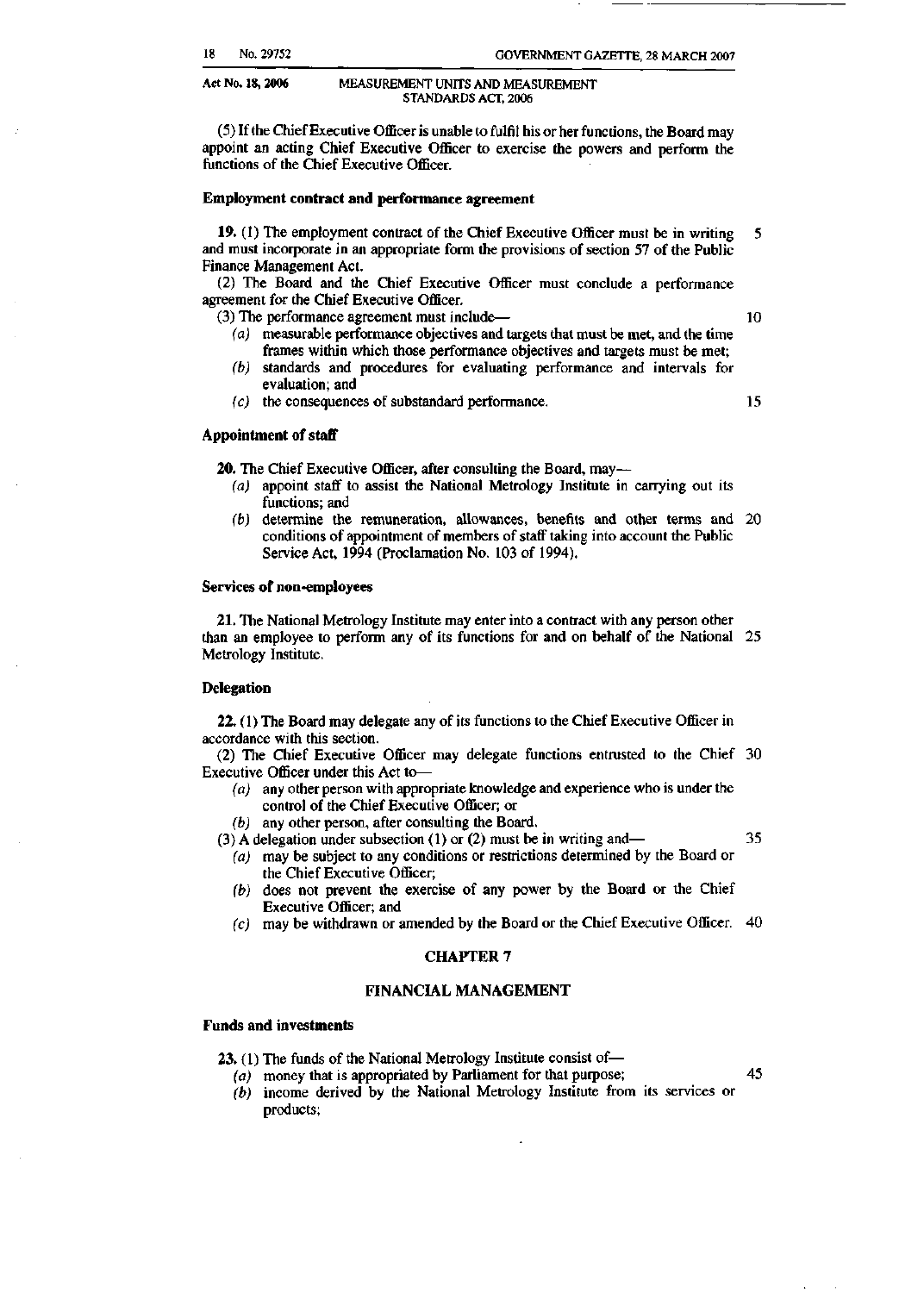(5) If the Chief Executive Officer is unable to fulfil his or her functions, the Board may appoint an acting Chief Executive Officer to exercise the powers and perform the functions of the Chief Executive Officer.

**Employment contract and performance agreement**

**19.** (1) The employment contract of the Chief Executive Officer must be in writing and must incorporate in an appropriate form the provisions of section 57 of the Public Finance Management Act.

(2) The Board and the Chief Executive Officer must conclude a performance agreement for the Chief Executive Officer.

(3) The performance agreement must include—

- *(a)* measurable performance objectives and targets that must be met, and the time frames within which those performance objectives and targets must be met;
- *(b)* standards and procedures for evaluating performance and intervals for evaluation; and
- *(c)* the consequences of substandard performance.

**Appointment of staff**

**20.** The Chief Executive Officer, after consulting the Board, may—

- *(a)* appoint staff to assist the National Metrology Institute in carrying out its functions; and
- *(b)* determine the remuneration, allowances, benefits and other terms and conditions of appointment of members of staff taking into account the Public Service Act, 1994 (Proclamation No. 103 of 1994).

**Services of non-employees**

**21.** The National Metrology Institute may enter into a contract with any person other than an employee to perform any of its functions for and on behalf of the National Metrology Institute.

**Delegation**

**22.** (1) The Board may delegate any of its functions to the Chief Executive Officer in accordance with this section.

(2) The Chief Executive Officer may delegate functions entrusted to the Chief Executive Officer under this Act to—

- *(a)* any other person with appropriate knowledge and experience who is under the control of the Chief Executive Officer; or
- *(b)* any other person, after consulting the Board.

(3) A delegation under subsection (1) or (2) must be in writing and—

- *(a)* may be subject to any conditions or restrictions determined by the Board or the Chief Executive Officer;
- *(b)* does not prevent the exercise of any power by the Board or the Chief Executive Officer; and
- *(c)* may be withdrawn or amended by the Board or the Chief Executive Officer.

## CHAPTER 7

## FINANCIAL MANAGEMENT

**Funds and investments**

**23.** (1) The funds of the National Metrology Institute consist of—

- *(a)* money that is appropriated by Parliament for that purpose;
- *(b)* income derived by the National Metrology Institute from its services or products;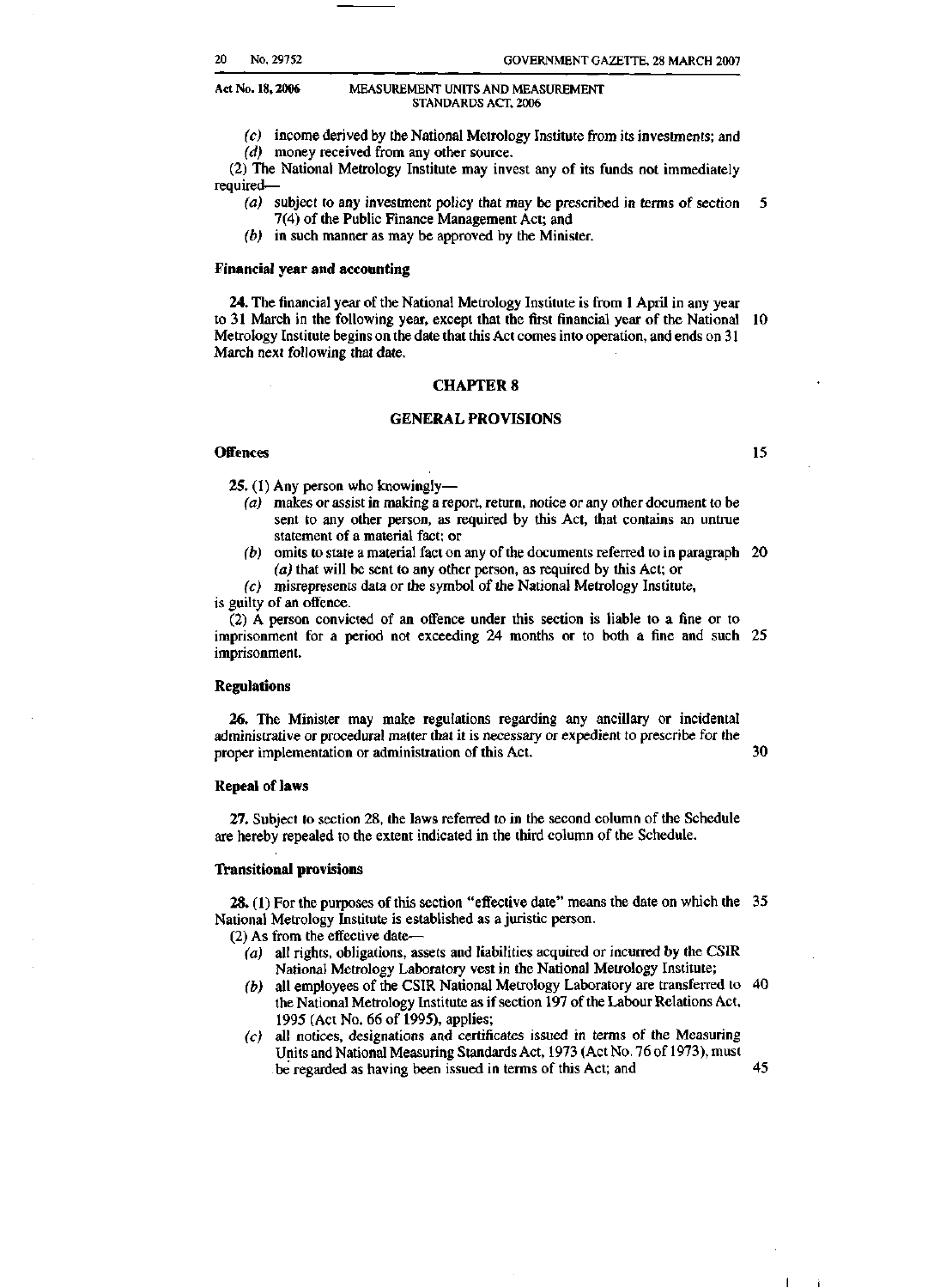(c) income derived by the National Metrology Institute from its investments; and

(d) money received from any other source.

(2) The National Metrology Institute may invest any of its funds not immediately required—

(a) subject to any investment policy that may be prescribed in terms of section 7(4) of the Public Finance Management Act; and

(b) in such manner as may be approved by the Minister.

**Financial year and accounting**

**24.** The financial year of the National Metrology Institute is from 1 April in any year to 31 March in the following year, except that the first financial year of the National Metrology Institute begins on the date that this Act comes into operation, and ends on 31 March next following that date.

## CHAPTER 8

## GENERAL PROVISIONS

**Offences**

**25.** (1) Any person who knowingly—

(a) makes or assist in making a report, return, notice or any other document to be sent to any other person, as required by this Act, that contains an untrue statement of a material fact; or

(b) omits to state a material fact on any of the documents referred to in paragraph (a) that will be sent to any other person, as required by this Act; or

(c) misrepresents data or the symbol of the National Metrology Institute,

is guilty of an offence.

(2) A person convicted of an offence under this section is liable to a fine or to imprisonment for a period not exceeding 24 months or to both a fine and such imprisonment.

**Regulations**

**26.** The Minister may make regulations regarding any ancillary or incidental administrative or procedural matter that it is necessary or expedient to prescribe for the proper implementation or administration of this Act.

**Repeal of laws**

**27.** Subject to section 28, the laws referred to in the second column of the Schedule are hereby repealed to the extent indicated in the third column of the Schedule.

**Transitional provisions**

**28.** (1) For the purposes of this section "effective date" means the date on which the National Metrology Institute is established as a juristic person.

(2) As from the effective date—

(a) all rights, obligations, assets and liabilities acquired or incurred by the CSIR National Metrology Laboratory vest in the National Metrology Institute;

(b) all employees of the CSIR National Metrology Laboratory are transferred to the National Metrology Institute as if section 197 of the Labour Relations Act, 1995 (Act No. 66 of 1995), applies;

(c) all notices, designations and certificates issued in terms of the Measuring Units and National Measuring Standards Act, 1973 (Act No. 76 of 1973), must be regarded as having been issued in terms of this Act; and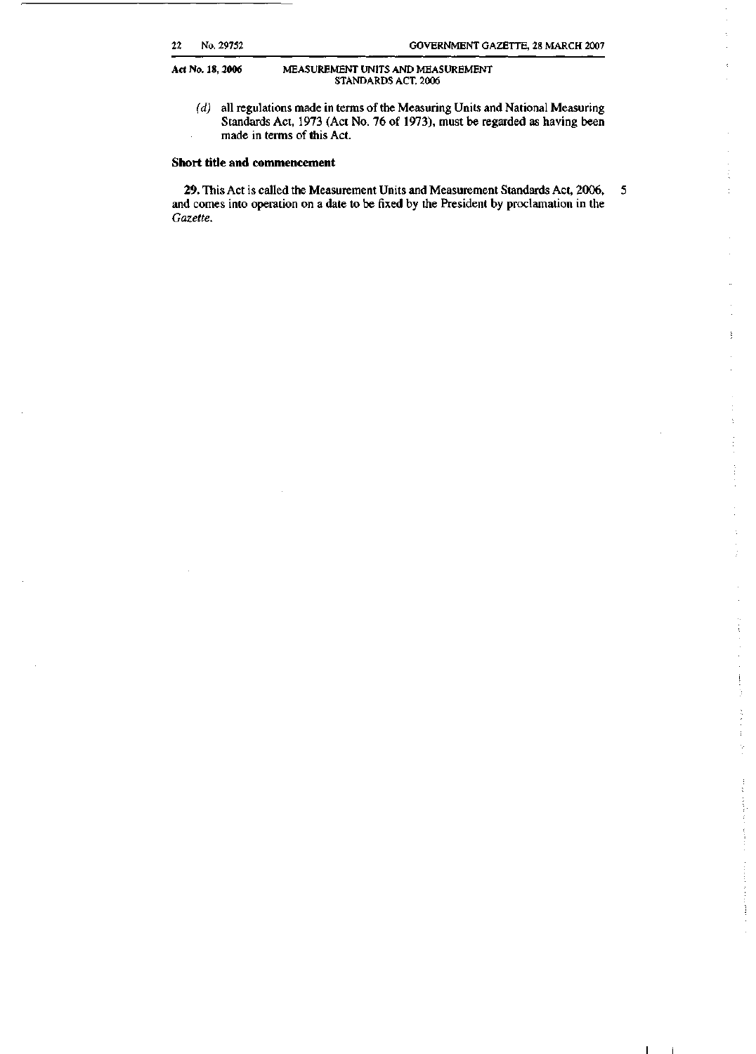(d) all regulations made in terms of the Measuring Units and National Measuring Standards Act, 1973 (Act No. 76 of 1973), must be regarded as having been made in terms of this Act.

**Short title and commencement**

**29.** This Act is called the Measurement Units and Measurement Standards Act, 2006, and comes into operation on a date to be fixed by the President by proclamation in the *Gazette*.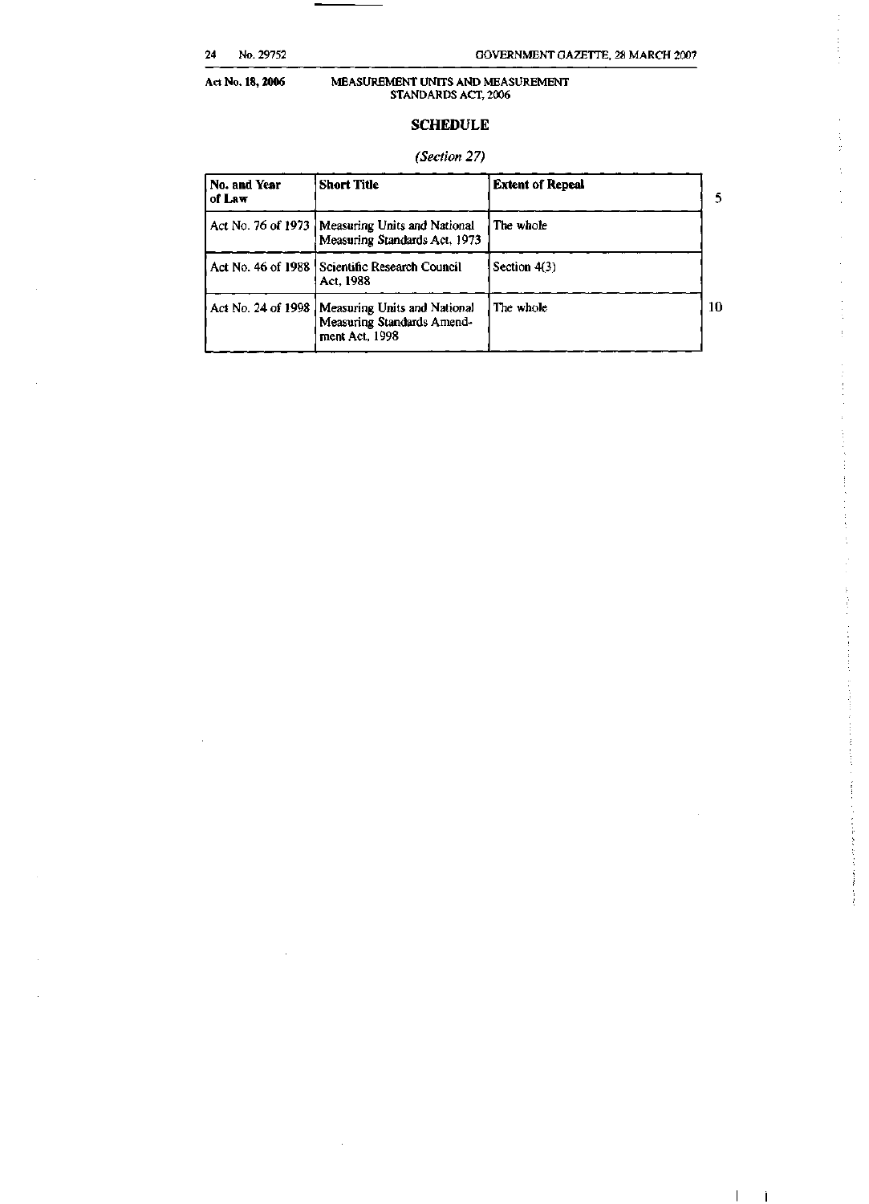## SCHEDULE

*(Section 27)*

| No. and Year of Law | Short Title | Extent of Repeal |
| --- | --- | --- |
| Act No. 76 of 1973 | Measuring Units and National Measuring Standards Act, 1973 | The whole |
| Act No. 46 of 1988 | Scientific Research Council Act, 1988 | Section 4(3) |
| Act No. 24 of 1998 | Measuring Units and National Measuring Standards Amendment Act, 1998 | The whole |